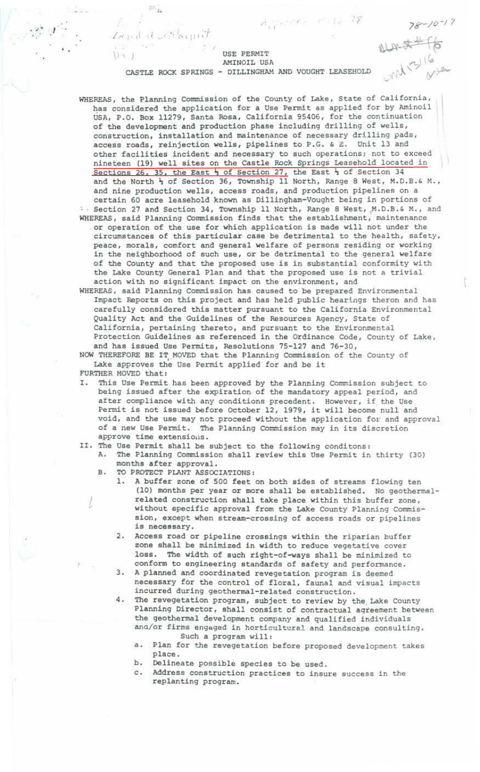USE PERMIT
AMINOIL USA
CASTLE ROCK SPRINGS - DILLINGHAM AND VOUGHT LEASEHOLD

WHEREAS, the Planning Commission of the County of Lake, State of California, has considered the application for a Use Permit as applied for by Aminoil USA, P.O. Box 11279, Santa Rosa, California 95406, for the continuation of the development and production phase including drilling of wells, construction, installation and maintenance of necessary drilling pads, access roads, reinjection wells, pipelines to P.G. & E. Unit 13 and other facilities incident and necessary to such operations; not to exceed nineteen (19) well sites on the Castle Rock Springs Leasehold located in Sections 26, 35, the East ½ of Section 27, the East ½ of Section 34 and the North ½ of Section 36, Township 11 North, Range 8 West, M.D.B.& M., and nine production wells, access roads, and production pipelines on a certain 60 acre leasehold known as Dillingham-Vought being in portions of Section 27 and Section 34, Township 11 North, Range 8 West, M.D.B.& M., and

WHEREAS, said Planning Commission finds that the establishment, maintenance or operation of the use for which application is made will not under the circumstances of this particular case be detrimental to the health, safety, peace, morals, comfort and general welfare of persons residing or working in the neighborhood of such use, or be detrimental to the general welfare of the County and that the proposed use is in substantial conformity with the Lake County General Plan and that the proposed use is not a trivial action with no significant impact on the environment, and

WHEREAS, said Planning Commission has caused to be prepared Environmental Impact Reports on this project and has held public hearings theron and has carefully considered this matter pursuant to the California Environmental Quality Act and the Guidelines of the Resources Agency, State of California, pertaining thereto, and pursuant to the Environmental Protection Guidelines as referenced in the Ordinance Code, County of Lake, and has issued Use Permits, Resolutions 75-127 and 76-30,

NOW THEREFORE BE IT MOVED that the Planning Commission of the County of Lake approves the Use Permit applied for and be it

FURTHER MOVED that:

I. This Use Permit has been approved by the Planning Commission subject to being issued after the expiration of the mandatory appeal period, and after compliance with any conditions precedent. However, if the Use Permit is not issued before October 12, 1979, it will become null and void, and the use may not proceed without the application for and approval of a new Use Permit. The Planning Commission may in its discretion approve time extensions.

II. The Use Permit shall be subject to the following conditons:

A. The Planning Commission shall review this Use Permit in thirty (30) months after approval.

B. TO PROTECT PLANT ASSOCIATIONS:

1. A buffer zone of 500 feet on both sides of streams flowing ten (10) months per year or more shall be established. No geothermal-related construction shall take place within this buffer zone, without specific approval from the Lake County Planning Commission, except when stream-crossing of access roads or pipelines is necessary.

2. Access road or pipeline crossings within the riparian buffer zone shall be minimized in width to reduce vegetative cover loss. The width of such right-of-ways shall be minimized to conform to engineering standards of safety and performance.

3. A planned and coordinated revegetation program is deemed necessary for the control of floral, faunal and visual impacts incurred during geothermal-related construction.

4. The revegetation program, subject to review by the Lake County Planning Director, shall consist of contractual agreement between the geothermal development company and qualified individuals and/or firms engaged in horticultural and landscape consulting. Such a program will:

a. Plan for the revegetation before proposed development takes place.

b. Delineate possible species to be used.

c. Address construction practices to insure success in the replanting program.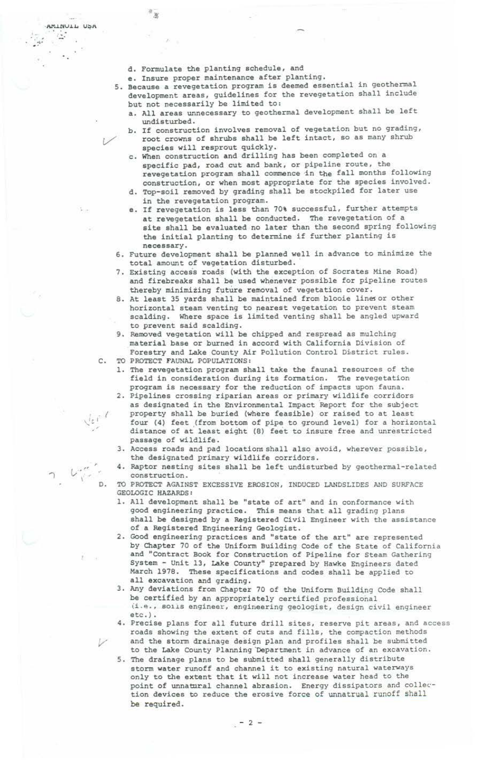d. Formulate the planting schedule, and

e. Insure proper maintenance after planting.

5. Because a revegetation program is deemed essential in geothermal development areas, guidelines for the revegetation shall include but not necessarily be limited to:
   - a. All areas unnecessary to geothermal development shall be left undisturbed.
   - b. If construction involves removal of vegetation but no grading, root crowns of shrubs shall be left intact, so as many shrub species will resprout quickly.
   - c. When construction and drilling has been completed on a specific pad, road cut and bank, or pipeline route, the revegetation program shall commence in the fall months following construction, or when most appropriate for the species involved.
   - d. Top-soil removed by grading shall be stockpiled for later use in the revegetation program.
   - e. If revegetation is less than 70% successful, further attempts at revegetation shall be conducted. The revegetation of a site shall be evaluated no later than the second spring following the initial planting to determine if further planting is necessary.
6. Future development shall be planned well in advance to minimize the total amount of vegetation disturbed.
7. Existing access roads (with the exception of Socrates Mine Road) and firebreaks shall be used whenever possible for pipeline routes thereby minimizing future removal of vegetation cover.
8. At least 35 yards shall be maintained from blooie lines or other horizontal steam venting to nearest vegetation to prevent steam scalding. Where space is limited venting shall be angled upward to prevent said scalding.
9. Removed vegetation will be chipped and respread as mulching material base or burned in accord with California Division of Forestry and Lake County Air Pollution Control District rules.

C. TO PROTECT FAUNAL POPULATIONS:

1. The revegetation program shall take the faunal resources of the field in consideration during its formation. The revegetation program is necessary for the reduction of impacts upon fauna.
2. Pipelines crossing riparian areas or primary wildlife corridors as designated in the Environmental Impact Report for the subject property shall be buried (where feasible) or raised to at least four (4) feet (from bottom of pipe to ground level) for a horizontal distance of at least eight (8) feet to insure free and unrestricted passage of wildlife.
3. Access roads and pad locations shall also avoid, wherever possible, the designated primary wildlife corridors.
4. Raptor nesting sites shall be left undisturbed by geothermal-related construction.

D. TO PROTECT AGAINST EXCESSIVE EROSION, INDUCED LANDSLIDES AND SURFACE GEOLOGIC HAZARDS:

1. All development shall be "state of art" and in conformance with good engineering practice. This means that all grading plans shall be designed by a Registered Civil Engineer with the assistance of a Registered Engineering Geologist.
2. Good engineering practices and "state of the art" are represented by Chapter 70 of the Uniform Building Code of the State of California and "Contract Book for Construction of Pipeline for Steam Gathering System - Unit 13, Lake County" prepared by Hawke Engineers dated March 1978. These specifications and codes shall be applied to all excavation and grading.
3. Any deviations from Chapter 70 of the Uniform Building Code shall be certified by an appropriately certified professional (i.e., soils engineer, engineering geologist, design civil engineer etc.).
4. Precise plans for all future drill sites, reserve pit areas, and access roads showing the extent of cuts and fills, the compaction methods and the storm drainage design plan and profiles shall be submitted to the Lake County Planning Department in advance of an excavation.
5. The drainage plans to be submitted shall generally distribute storm water runoff and channel it to existing natural waterways only to the extent that it will not increase water head to the point of unnatural channel abrasion. Energy dissipators and collection devices to reduce the erosive force of unnatrual runoff shall be required.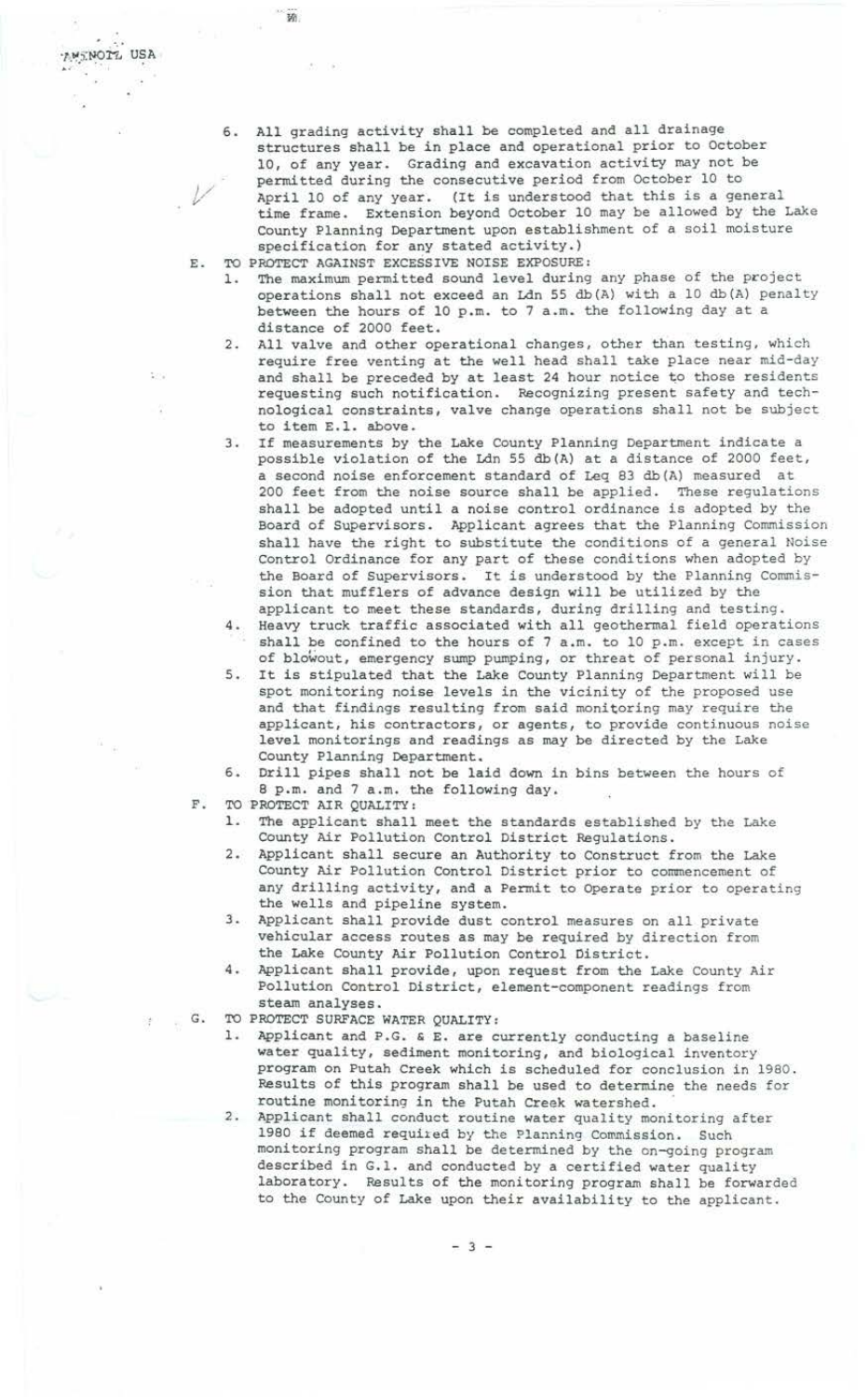6. All grading activity shall be completed and all drainage structures shall be in place and operational prior to October 10, of any year. Grading and excavation activity may not be permitted during the consecutive period from October 10 to April 10 of any year. (It is understood that this is a general time frame. Extension beyond October 10 may be allowed by the Lake County Planning Department upon establishment of a soil moisture specification for any stated activity.)

E. TO PROTECT AGAINST EXCESSIVE NOISE EXPOSURE:

1. The maximum permitted sound level during any phase of the project operations shall not exceed an Ldn 55 db(A) with a 10 db(A) penalty between the hours of 10 p.m. to 7 a.m. the following day at a distance of 2000 feet.
2. All valve and other operational changes, other than testing, which require free venting at the well head shall take place near mid-day and shall be preceded by at least 24 hour notice to those residents requesting such notification. Recognizing present safety and technological constraints, valve change operations shall not be subject to item E.1. above.
3. If measurements by the Lake County Planning Department indicate a possible violation of the Ldn 55 db(A) at a distance of 2000 feet, a second noise enforcement standard of Leq 83 db(A) measured at 200 feet from the noise source shall be applied. These regulations shall be adopted until a noise control ordinance is adopted by the Board of Supervisors. Applicant agrees that the Planning Commission shall have the right to substitute the conditions of a general Noise Control Ordinance for any part of these conditions when adopted by the Board of Supervisors. It is understood by the Planning Commission that mufflers of advance design will be utilized by the applicant to meet these standards, during drilling and testing.
4. Heavy truck traffic associated with all geothermal field operations shall be confined to the hours of 7 a.m. to 10 p.m. except in cases of blowout, emergency sump pumping, or threat of personal injury.
5. It is stipulated that the Lake County Planning Department will be spot monitoring noise levels in the vicinity of the proposed use and that findings resulting from said monitoring may require the applicant, his contractors, or agents, to provide continuous noise level monitorings and readings as may be directed by the Lake County Planning Department.
6. Drill pipes shall not be laid down in bins between the hours of 8 p.m. and 7 a.m. the following day.

F. TO PROTECT AIR QUALITY:

1. The applicant shall meet the standards established by the Lake County Air Pollution Control District Regulations.
2. Applicant shall secure an Authority to Construct from the Lake County Air Pollution Control District prior to commencement of any drilling activity, and a Permit to Operate prior to operating the wells and pipeline system.
3. Applicant shall provide dust control measures on all private vehicular access routes as may be required by direction from the Lake County Air Pollution Control District.
4. Applicant shall provide, upon request from the Lake County Air Pollution Control District, element-component readings from steam analyses.

G. TO PROTECT SURFACE WATER QUALITY:

1. Applicant and P.G. & E. are currently conducting a baseline water quality, sediment monitoring, and biological inventory program on Putah Creek which is scheduled for conclusion in 1980. Results of this program shall be used to determine the needs for routine monitoring in the Putah Creek watershed.
2. Applicant shall conduct routine water quality monitoring after 1980 if deemed required by the Planning Commission. Such monitoring program shall be determined by the on-going program described in G.1. and conducted by a certified water quality laboratory. Results of the monitoring program shall be forwarded to the County of Lake upon their availability to the applicant.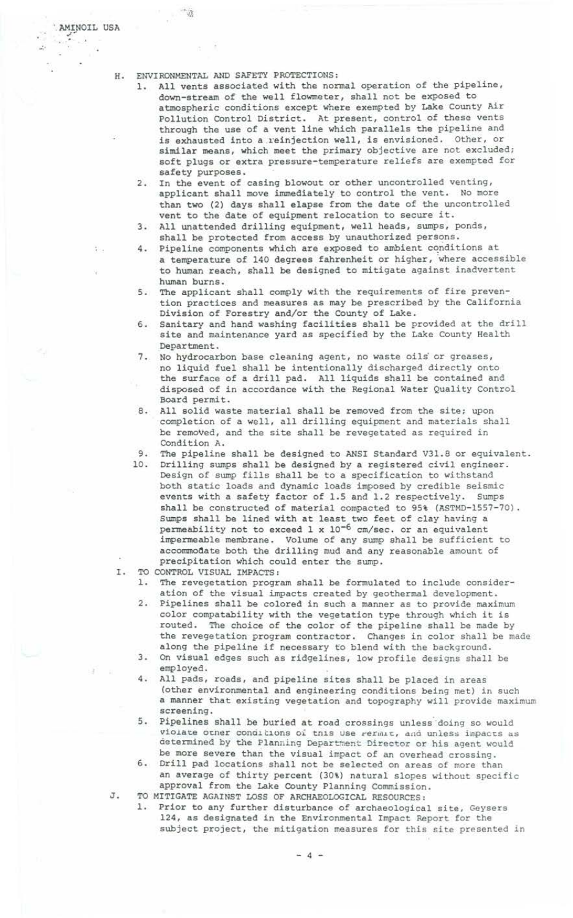H. ENVIRONMENTAL AND SAFETY PROTECTIONS:

1. All vents associated with the normal operation of the pipeline, down-stream of the well flowmeter, shall not be exposed to atmospheric conditions except where exempted by Lake County Air Pollution Control District. At present, control of these vents through the use of a vent line which parallels the pipeline and is exhausted into a reinjection well, is envisioned. Other, or similar means, which meet the primary objective are not excluded; soft plugs or extra pressure-temperature reliefs are exempted for safety purposes.
2. In the event of casing blowout or other uncontrolled venting, applicant shall move immediately to control the vent. No more than two (2) days shall elapse from the date of the uncontrolled vent to the date of equipment relocation to secure it.
3. All unattended drilling equipment, well heads, sumps, ponds, shall be protected from access by unauthorized persons.
4. Pipeline components which are exposed to ambient conditions at a temperature of 140 degrees fahrenheit or higher, where accessible to human reach, shall be designed to mitigate against inadvertent human burns.
5. The applicant shall comply with the requirements of fire prevention practices and measures as may be prescribed by the California Division of Forestry and/or the County of Lake.
6. Sanitary and hand washing facilities shall be provided at the drill site and maintenance yard as specified by the Lake County Health Department.
7. No hydrocarbon base cleaning agent, no waste oils or greases, no liquid fuel shall be intentionally discharged directly onto the surface of a drill pad. All liquids shall be contained and disposed of in accordance with the Regional Water Quality Control Board permit.
8. All solid waste material shall be removed from the site; upon completion of a well, all drilling equipment and materials shall be removed, and the site shall be revegetated as required in Condition A.
9. The pipeline shall be designed to ANSI Standard V31.8 or equivalent.
10. Drilling sumps shall be designed by a registered civil engineer. Design of sump fills shall be to a specification to withstand both static loads and dynamic loads imposed by credible seismic events with a safety factor of 1.5 and 1.2 respectively. Sumps shall be constructed of material compacted to 95% (ASTMD-1557-70). Sumps shall be lined with at least two feet of clay having a permeability not to exceed $1 \times 10^{-6}$ cm/sec. or an equivalent impermeable membrane. Volume of any sump shall be sufficient to accommodate both the drilling mud and any reasonable amount of precipitation which could enter the sump.

I. TO CONTROL VISUAL IMPACTS:

1. The revegetation program shall be formulated to include consideration of the visual impacts created by geothermal development.
2. Pipelines shall be colored in such a manner as to provide maximum color compatability with the vegetation type through which it is routed. The choice of the color of the pipeline shall be made by the revegetation program contractor. Changes in color shall be made along the pipeline if necessary to blend with the background.
3. On visual edges such as ridgelines, low profile designs shall be employed.
4. All pads, roads, and pipeline sites shall be placed in areas (other environmental and engineering conditions being met) in such a manner that existing vegetation and topography will provide maximum screening.
5. Pipelines shall be buried at road crossings unless doing so would violate other conditions of this Use Permit, and unless impacts as determined by the Planning Department Director or his agent would be more severe than the visual impact of an overhead crossing.
6. Drill pad locations shall not be selected on areas of more than an average of thirty percent (30%) natural slopes without specific approval from the Lake County Planning Commission.

J. TO MITIGATE AGAINST LOSS OF ARCHAEOLOGICAL RESOURCES:

1. Prior to any further disturbance of archaeological site, Geysers 124, as designated in the Environmental Impact Report for the subject project, the mitigation measures for this site presented in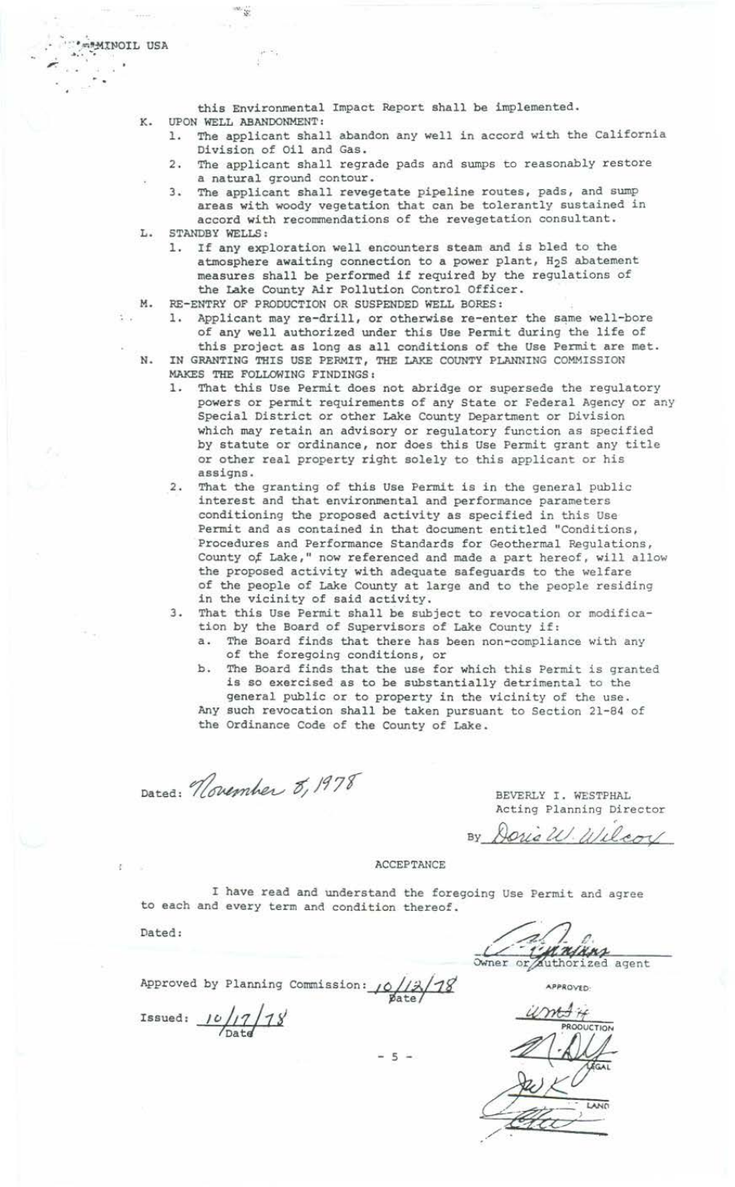this Environmental Impact Report shall be implemented.

K. UPON WELL ABANDONMENT:
   1. The applicant shall abandon any well in accord with the California Division of Oil and Gas.
   2. The applicant shall regrade pads and sumps to reasonably restore a natural ground contour.
   3. The applicant shall revegetate pipeline routes, pads, and sump areas with woody vegetation that can be tolerantly sustained in accord with recommendations of the revegetation consultant.

L. STANDBY WELLS:
   1. If any exploration well encounters steam and is bled to the atmosphere awaiting connection to a power plant, $H_2S$ abatement measures shall be performed if required by the regulations of the Lake County Air Pollution Control Officer.

M. RE-ENTRY OF PRODUCTION OR SUSPENDED WELL BORES:
   1. Applicant may re-drill, or otherwise re-enter the same well-bore of any well authorized under this Use Permit during the life of this project as long as all conditions of the Use Permit are met.

N. IN GRANTING THIS USE PERMIT, THE LAKE COUNTY PLANNING COMMISSION MAKES THE FOLLOWING FINDINGS:
   1. That this Use Permit does not abridge or supersede the regulatory powers or permit requirements of any State or Federal Agency or any Special District or other Lake County Department or Division which may retain an advisory or regulatory function as specified by statute or ordinance, nor does this Use Permit grant any title or other real property right solely to this applicant or his assigns.
   2. That the granting of this Use Permit is in the general public interest and that environmental and performance parameters conditioning the proposed activity as specified in this Use Permit and as contained in that document entitled "Conditions, Procedures and Performance Standards for Geothermal Regulations, County of Lake," now referenced and made a part hereof, will allow the proposed activity with adequate safeguards to the welfare of the people of Lake County at large and to the people residing in the vicinity of said activity.
   3. That this Use Permit shall be subject to revocation or modification by the Board of Supervisors of Lake County if:
      a. The Board finds that there has been non-compliance with any of the foregoing conditions, or
      b. The Board finds that the use for which this Permit is granted is so exercised as to be substantially detrimental to the general public or to property in the vicinity of the use.

      Any such revocation shall be taken pursuant to Section 21-84 of the Ordinance Code of the County of Lake.

Dated: November 8, 1978

BEVERLY I. WESTPHAL
Acting Planning Director

By Doris W. Wilcox

## ACCEPTANCE

I have read and understand the foregoing Use Permit and agree to each and every term and condition thereof.

Dated:

Owner or authorized agent

Approved by Planning Commission: 10/12/78 (Date)

Issued: 10/17/78 (Date)

APPROVED:
PRODUCTION
LEGAL
LAND